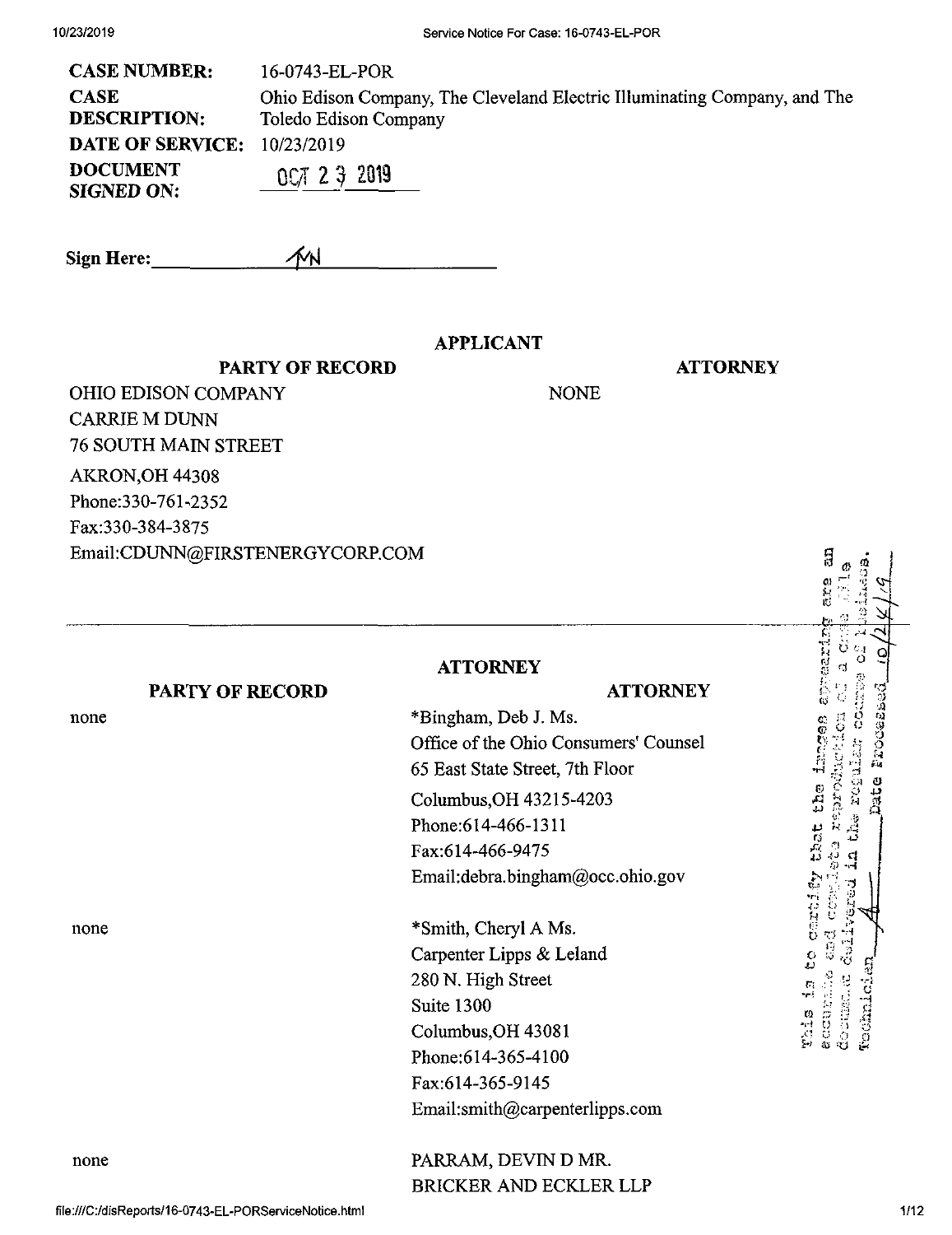| | |
|---|---|
| **CASE NUMBER:** | 16-0743-EL-POR |
| **CASE DESCRIPTION:** | Ohio Edison Company, The Cleveland Electric Illuminating Company, and The Toledo Edison Company |
| **DATE OF SERVICE:** | 10/23/2019 |
| **DOCUMENT SIGNED ON:** | OCT 2 3 2019 |

**Sign Here:** MN

## APPLICANT

| PARTY OF RECORD | ATTORNEY |
|---|---|
| OHIO EDISON COMPANY<br>CARRIE M DUNN<br>76 SOUTH MAIN STREET<br>AKRON,OH 44308<br>Phone:330-761-2352<br>Fax:330-384-3875<br>Email:CDUNN@FIRSTENERGYCORP.COM | NONE |

This is to certify that the images appearing are an accurate and complete reproduction of a case file document delivered in the regular course of business. Technician ________ Date Processed 10/24/19

## ATTORNEY

| PARTY OF RECORD | ATTORNEY |
|---|---|
| none | *Bingham, Deb J. Ms.<br>Office of the Ohio Consumers' Counsel<br>65 East State Street, 7th Floor<br>Columbus,OH 43215-4203<br>Phone:614-466-1311<br>Fax:614-466-9475<br>Email:debra.bingham@occ.ohio.gov |
| none | *Smith, Cheryl A Ms.<br>Carpenter Lipps & Leland<br>280 N. High Street<br>Suite 1300<br>Columbus,OH 43081<br>Phone:614-365-4100<br>Fax:614-365-9145<br>Email:smith@carpenterlipps.com |
| none | PARRAM, DEVIN D MR.<br>BRICKER AND ECKLER LLP |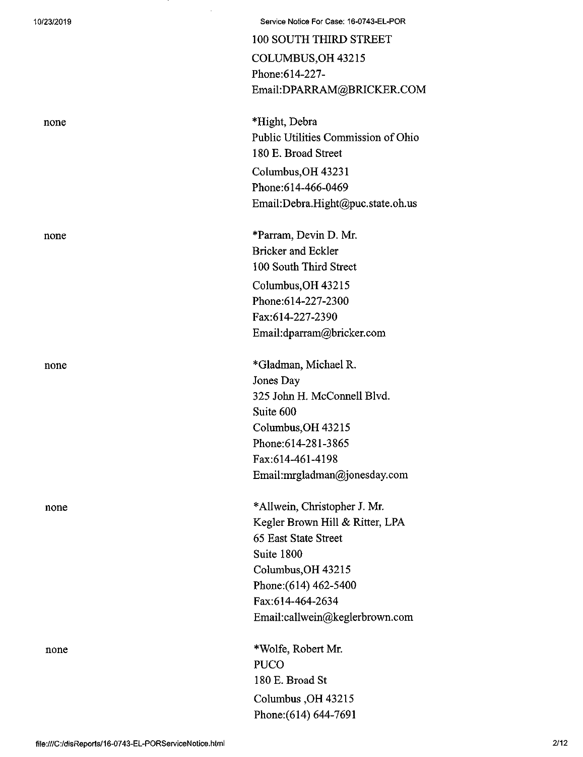100 SOUTH THIRD STREET
COLUMBUS,OH 43215
Phone:614-227-
Email:DPARRAM@BRICKER.COM

| | |
|---|---|
| none | *Hight, Debra<br>Public Utilities Commission of Ohio<br>180 E. Broad Street<br>Columbus,OH 43231<br>Phone:614-466-0469<br>Email:Debra.Hight@puc.state.oh.us |
| none | *Parram, Devin D. Mr.<br>Bricker and Eckler<br>100 South Third Street<br>Columbus,OH 43215<br>Phone:614-227-2300<br>Fax:614-227-2390<br>Email:dparram@bricker.com |
| none | *Gladman, Michael R.<br>Jones Day<br>325 John H. McConnell Blvd.<br>Suite 600<br>Columbus,OH 43215<br>Phone:614-281-3865<br>Fax:614-461-4198<br>Email:mrgladman@jonesday.com |
| none | *Allwein, Christopher J. Mr.<br>Kegler Brown Hill & Ritter, LPA<br>65 East State Street<br>Suite 1800<br>Columbus,OH 43215<br>Phone:(614) 462-5400<br>Fax:614-464-2634<br>Email:callwein@keglerbrown.com |
| none | *Wolfe, Robert Mr.<br>PUCO<br>180 E. Broad St<br>Columbus ,OH 43215<br>Phone:(614) 644-7691 |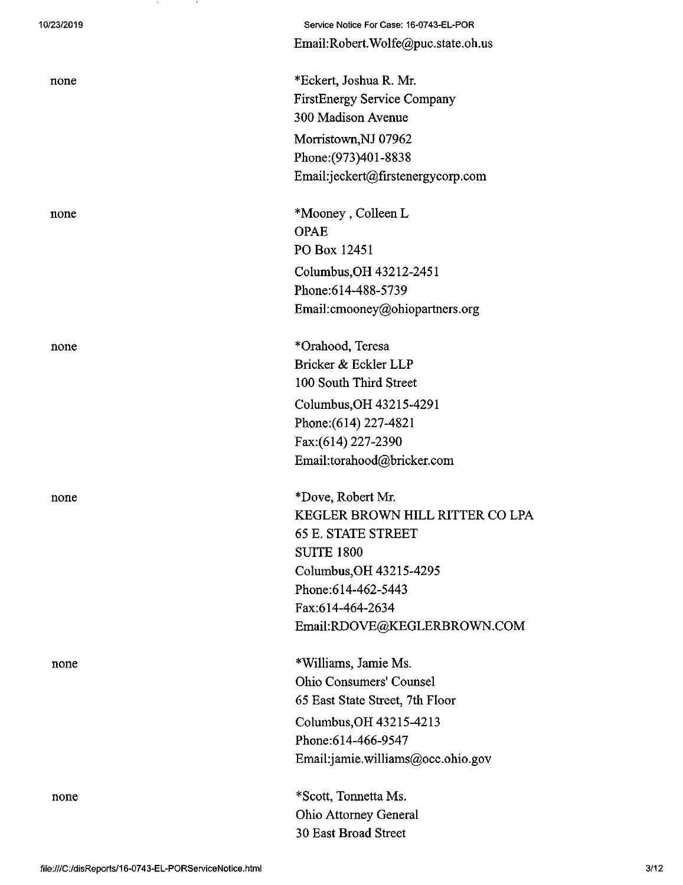Email:Robert.Wolfe@puc.state.oh.us

| | |
|---|---|
| none | *Eckert, Joshua R. Mr.<br>FirstEnergy Service Company<br>300 Madison Avenue<br>Morristown,NJ 07962<br>Phone:(973)401-8838<br>Email:jeckert@firstenergycorp.com |
| none | *Mooney , Colleen L<br>OPAE<br>PO Box 12451<br>Columbus,OH 43212-2451<br>Phone:614-488-5739<br>Email:cmooney@ohiopartners.org |
| none | *Orahood, Teresa<br>Bricker & Eckler LLP<br>100 South Third Street<br>Columbus,OH 43215-4291<br>Phone:(614) 227-4821<br>Fax:(614) 227-2390<br>Email:torahood@bricker.com |
| none | *Dove, Robert Mr.<br>KEGLER BROWN HILL RITTER CO LPA<br>65 E. STATE STREET<br>SUITE 1800<br>Columbus,OH 43215-4295<br>Phone:614-462-5443<br>Fax:614-464-2634<br>Email:RDOVE@KEGLERBROWN.COM |
| none | *Williams, Jamie Ms.<br>Ohio Consumers' Counsel<br>65 East State Street, 7th Floor<br>Columbus,OH 43215-4213<br>Phone:614-466-9547<br>Email:jamie.williams@occ.ohio.gov |
| none | *Scott, Tonnetta Ms.<br>Ohio Attorney General<br>30 East Broad Street |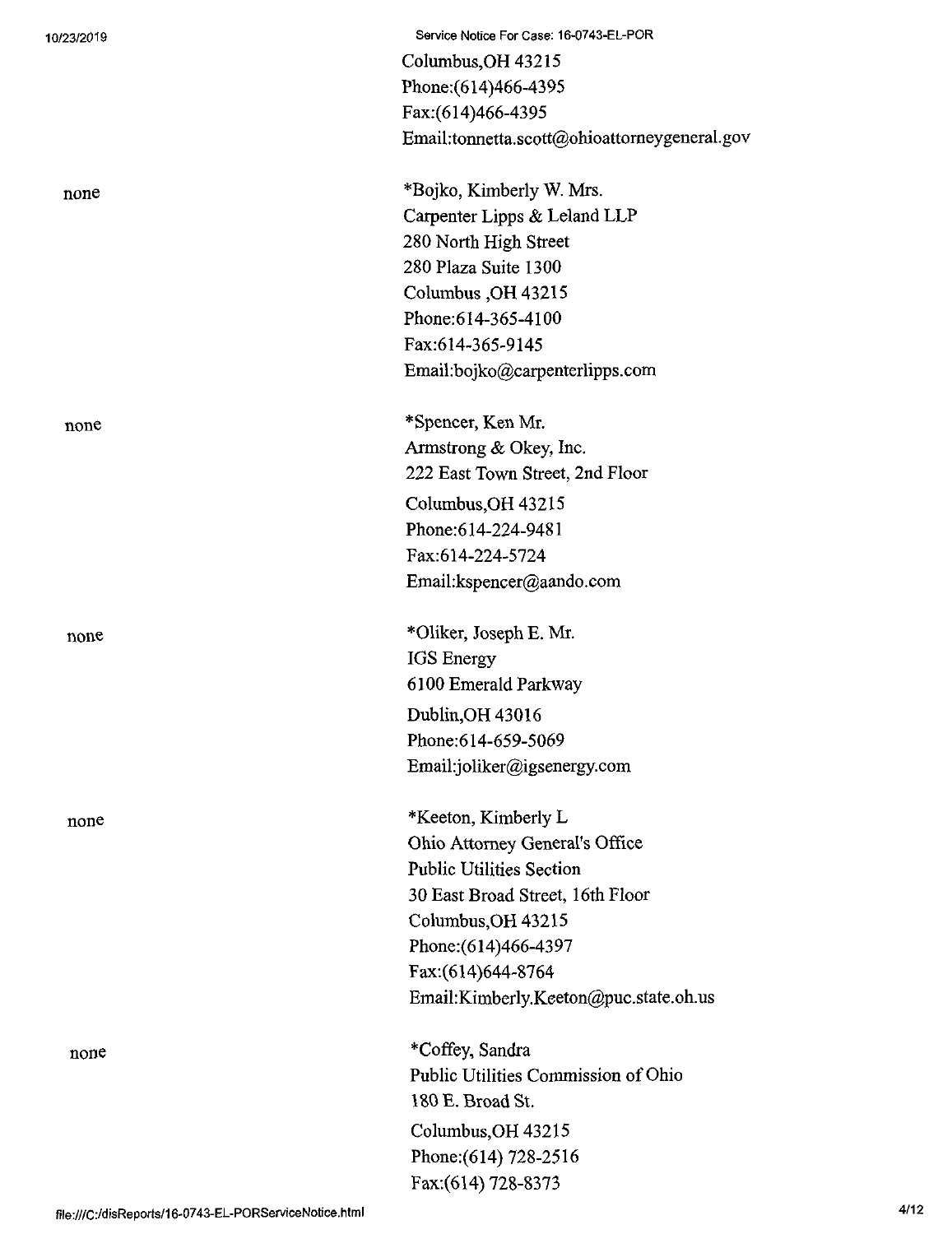Columbus,OH 43215
Phone:(614)466-4395
Fax:(614)466-4395
Email:tonnetta.scott@ohioattorneygeneral.gov

| | |
|---|---|
| none | *Bojko, Kimberly W. Mrs.<br>Carpenter Lipps & Leland LLP<br>280 North High Street<br>280 Plaza Suite 1300<br>Columbus ,OH 43215<br>Phone:614-365-4100<br>Fax:614-365-9145<br>Email:bojko@carpenterlipps.com |
| none | *Spencer, Ken Mr.<br>Armstrong & Okey, Inc.<br>222 East Town Street, 2nd Floor<br>Columbus,OH 43215<br>Phone:614-224-9481<br>Fax:614-224-5724<br>Email:kspencer@aando.com |
| none | *Oliker, Joseph E. Mr.<br>IGS Energy<br>6100 Emerald Parkway<br>Dublin,OH 43016<br>Phone:614-659-5069<br>Email:joliker@igsenergy.com |
| none | *Keeton, Kimberly L<br>Ohio Attorney General's Office<br>Public Utilities Section<br>30 East Broad Street, 16th Floor<br>Columbus,OH 43215<br>Phone:(614)466-4397<br>Fax:(614)644-8764<br>Email:Kimberly.Keeton@puc.state.oh.us |
| none | *Coffey, Sandra<br>Public Utilities Commission of Ohio<br>180 E. Broad St.<br>Columbus,OH 43215<br>Phone:(614) 728-2516<br>Fax:(614) 728-8373 |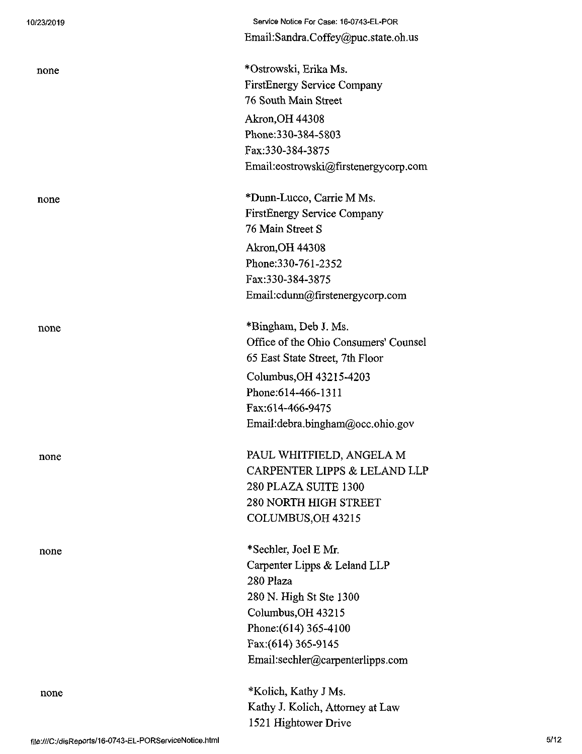Email:Sandra.Coffey@puc.state.oh.us

| | |
|---|---|
| none | *Ostrowski, Erika Ms.<br>FirstEnergy Service Company<br>76 South Main Street<br>Akron,OH 44308<br>Phone:330-384-5803<br>Fax:330-384-3875<br>Email:eostrowski@firstenergycorp.com |
| none | *Dunn-Lucco, Carrie M Ms.<br>FirstEnergy Service Company<br>76 Main Street S<br>Akron,OH 44308<br>Phone:330-761-2352<br>Fax:330-384-3875<br>Email:cdunn@firstenergycorp.com |
| none | *Bingham, Deb J. Ms.<br>Office of the Ohio Consumers' Counsel<br>65 East State Street, 7th Floor<br>Columbus,OH 43215-4203<br>Phone:614-466-1311<br>Fax:614-466-9475<br>Email:debra.bingham@occ.ohio.gov |
| none | PAUL WHITFIELD, ANGELA M<br>CARPENTER LIPPS & LELAND LLP<br>280 PLAZA SUITE 1300<br>280 NORTH HIGH STREET<br>COLUMBUS,OH 43215 |
| none | *Sechler, Joel E Mr.<br>Carpenter Lipps & Leland LLP<br>280 Plaza<br>280 N. High St Ste 1300<br>Columbus,OH 43215<br>Phone:(614) 365-4100<br>Fax:(614) 365-9145<br>Email:sechler@carpenterlipps.com |
| none | *Kolich, Kathy J Ms.<br>Kathy J. Kolich, Attorney at Law<br>1521 Hightower Drive |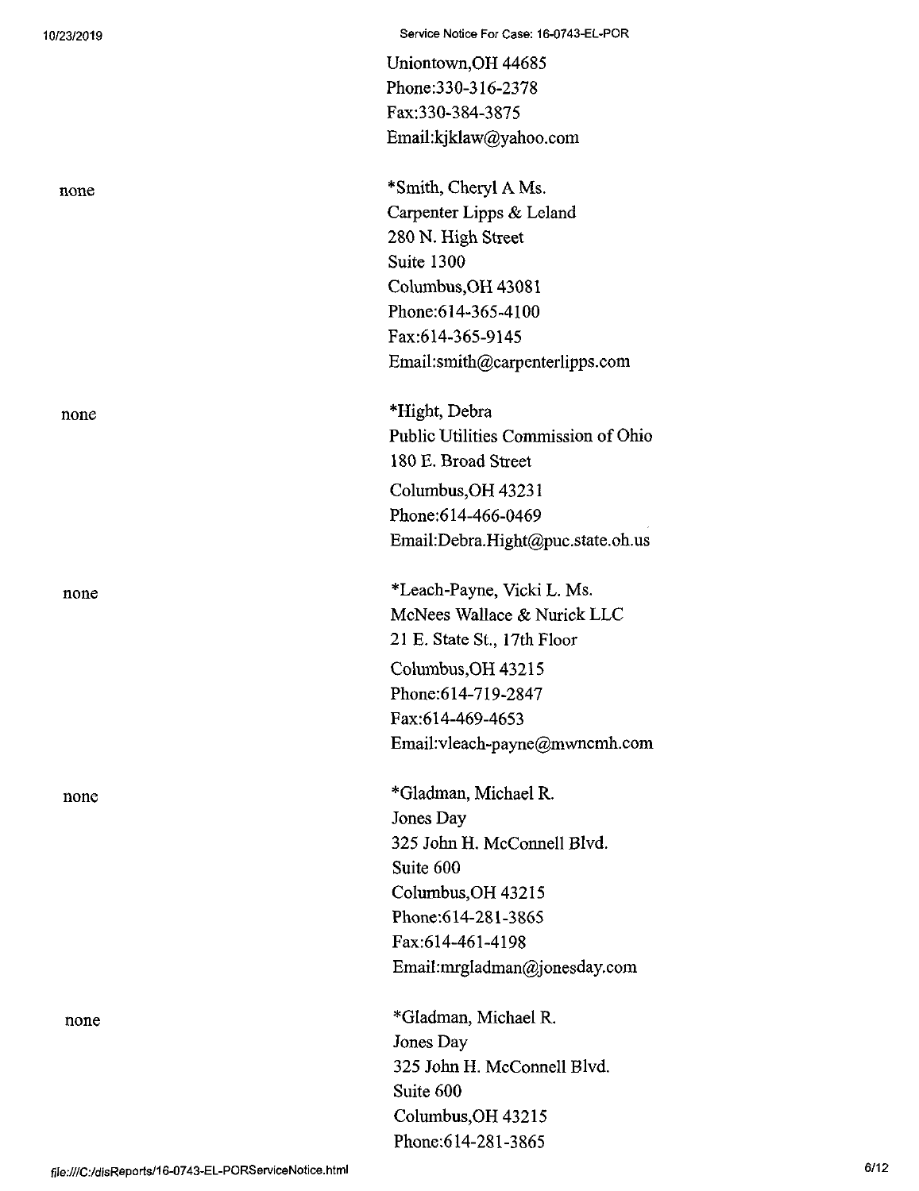Uniontown,OH 44685
Phone:330-316-2378
Fax:330-384-3875
Email:kjklaw@yahoo.com

| | |
|---|---|
| none | *Smith, Cheryl A Ms.<br>Carpenter Lipps & Leland<br>280 N. High Street<br>Suite 1300<br>Columbus,OH 43081<br>Phone:614-365-4100<br>Fax:614-365-9145<br>Email:smith@carpenterlipps.com |
| none | *Hight, Debra<br>Public Utilities Commission of Ohio<br>180 E. Broad Street<br>Columbus,OH 43231<br>Phone:614-466-0469<br>Email:Debra.Hight@puc.state.oh.us |
| none | *Leach-Payne, Vicki L. Ms.<br>McNees Wallace & Nurick LLC<br>21 E. State St., 17th Floor<br>Columbus,OH 43215<br>Phone:614-719-2847<br>Fax:614-469-4653<br>Email:vleach-payne@mwncmh.com |
| none | *Gladman, Michael R.<br>Jones Day<br>325 John H. McConnell Blvd.<br>Suite 600<br>Columbus,OH 43215<br>Phone:614-281-3865<br>Fax:614-461-4198<br>Email:mrgladman@jonesday.com |
| none | *Gladman, Michael R.<br>Jones Day<br>325 John H. McConnell Blvd.<br>Suite 600<br>Columbus,OH 43215<br>Phone:614-281-3865 |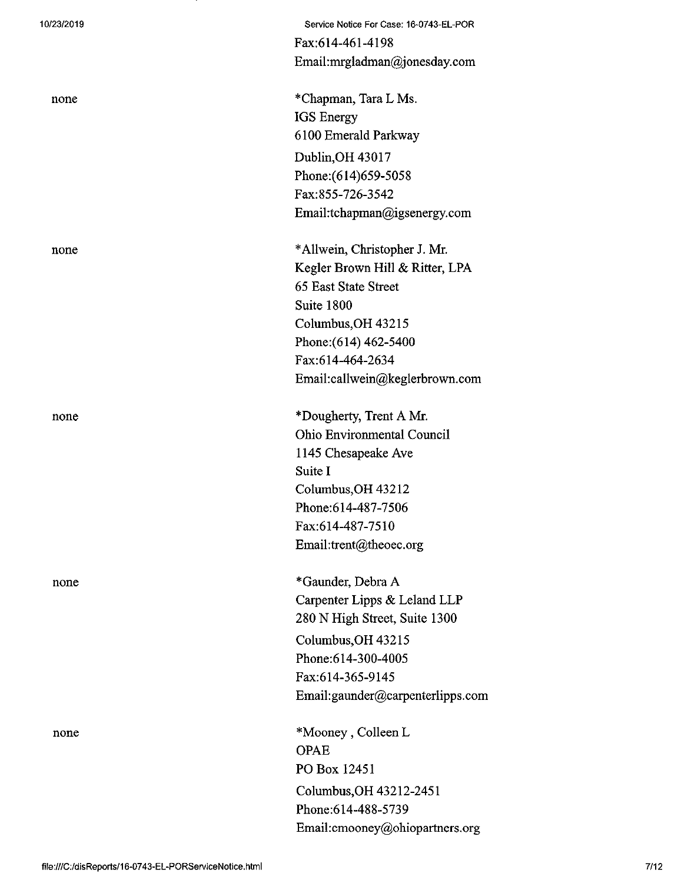Fax:614-461-4198
Email:mrgladman@jonesday.com

none

*Chapman, Tara L Ms.
IGS Energy
6100 Emerald Parkway
Dublin,OH 43017
Phone:(614)659-5058
Fax:855-726-3542
Email:tchapman@igsenergy.com

none

*Allwein, Christopher J. Mr.
Kegler Brown Hill & Ritter, LPA
65 East State Street
Suite 1800
Columbus,OH 43215
Phone:(614) 462-5400
Fax:614-464-2634
Email:callwein@keglerbrown.com

none

*Dougherty, Trent A Mr.
Ohio Environmental Council
1145 Chesapeake Ave
Suite I
Columbus,OH 43212
Phone:614-487-7506
Fax:614-487-7510
Email:trent@theoec.org

none

*Gaunder, Debra A
Carpenter Lipps & Leland LLP
280 N High Street, Suite 1300
Columbus,OH 43215
Phone:614-300-4005
Fax:614-365-9145
Email:gaunder@carpenterlipps.com

none

*Mooney , Colleen L
OPAE
PO Box 12451
Columbus,OH 43212-2451
Phone:614-488-5739
Email:cmooney@ohiopartners.org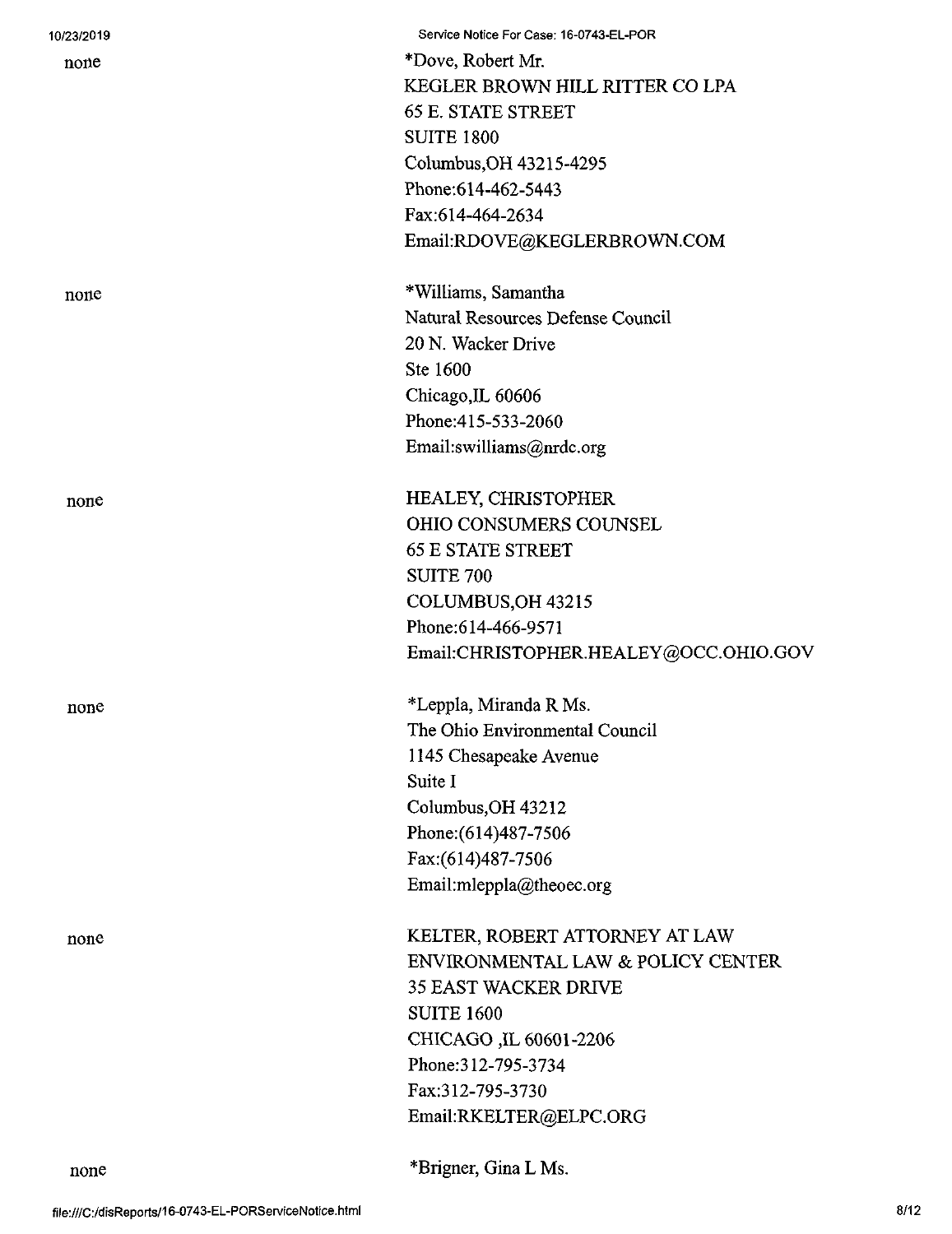none

*Dove, Robert Mr.
KEGLER BROWN HILL RITTER CO LPA
65 E. STATE STREET
SUITE 1800
Columbus,OH 43215-4295
Phone:614-462-5443
Fax:614-464-2634
Email:RDOVE@KEGLERBROWN.COM

none

*Williams, Samantha
Natural Resources Defense Council
20 N. Wacker Drive
Ste 1600
Chicago,IL 60606
Phone:415-533-2060
Email:swilliams@nrdc.org

none

HEALEY, CHRISTOPHER
OHIO CONSUMERS COUNSEL
65 E STATE STREET
SUITE 700
COLUMBUS,OH 43215
Phone:614-466-9571
Email:CHRISTOPHER.HEALEY@OCC.OHIO.GOV

none

*Leppla, Miranda R Ms.
The Ohio Environmental Council
1145 Chesapeake Avenue
Suite I
Columbus,OH 43212
Phone:(614)487-7506
Fax:(614)487-7506
Email:mleppla@theoec.org

none

KELTER, ROBERT ATTORNEY AT LAW
ENVIRONMENTAL LAW & POLICY CENTER
35 EAST WACKER DRIVE
SUITE 1600
CHICAGO ,IL 60601-2206
Phone:312-795-3734
Fax:312-795-3730
Email:RKELTER@ELPC.ORG

none

*Brigner, Gina L Ms.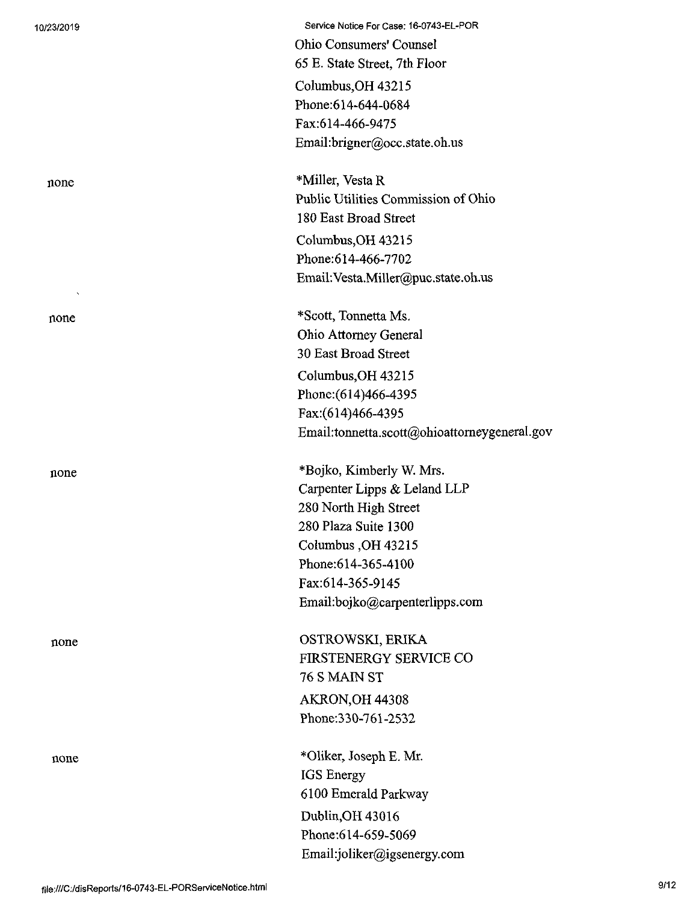Ohio Consumers' Counsel
65 E. State Street, 7th Floor
Columbus,OH 43215
Phone:614-644-0684
Fax:614-466-9475
Email:brigner@occ.state.oh.us

none

*Miller, Vesta R
Public Utilities Commission of Ohio
180 East Broad Street
Columbus,OH 43215
Phone:614-466-7702
Email:Vesta.Miller@puc.state.oh.us

none

*Scott, Tonnetta Ms.
Ohio Attorney General
30 East Broad Street
Columbus,OH 43215
Phone:(614)466-4395
Fax:(614)466-4395
Email:tonnetta.scott@ohioattorneygeneral.gov

none

*Bojko, Kimberly W. Mrs.
Carpenter Lipps & Leland LLP
280 North High Street
280 Plaza Suite 1300
Columbus ,OH 43215
Phone:614-365-4100
Fax:614-365-9145
Email:bojko@carpenterlipps.com

none

OSTROWSKI, ERIKA
FIRSTENERGY SERVICE CO
76 S MAIN ST
AKRON,OH 44308
Phone:330-761-2532

none

*Oliker, Joseph E. Mr.
IGS Energy
6100 Emerald Parkway
Dublin,OH 43016
Phone:614-659-5069
Email:joliker@igsenergy.com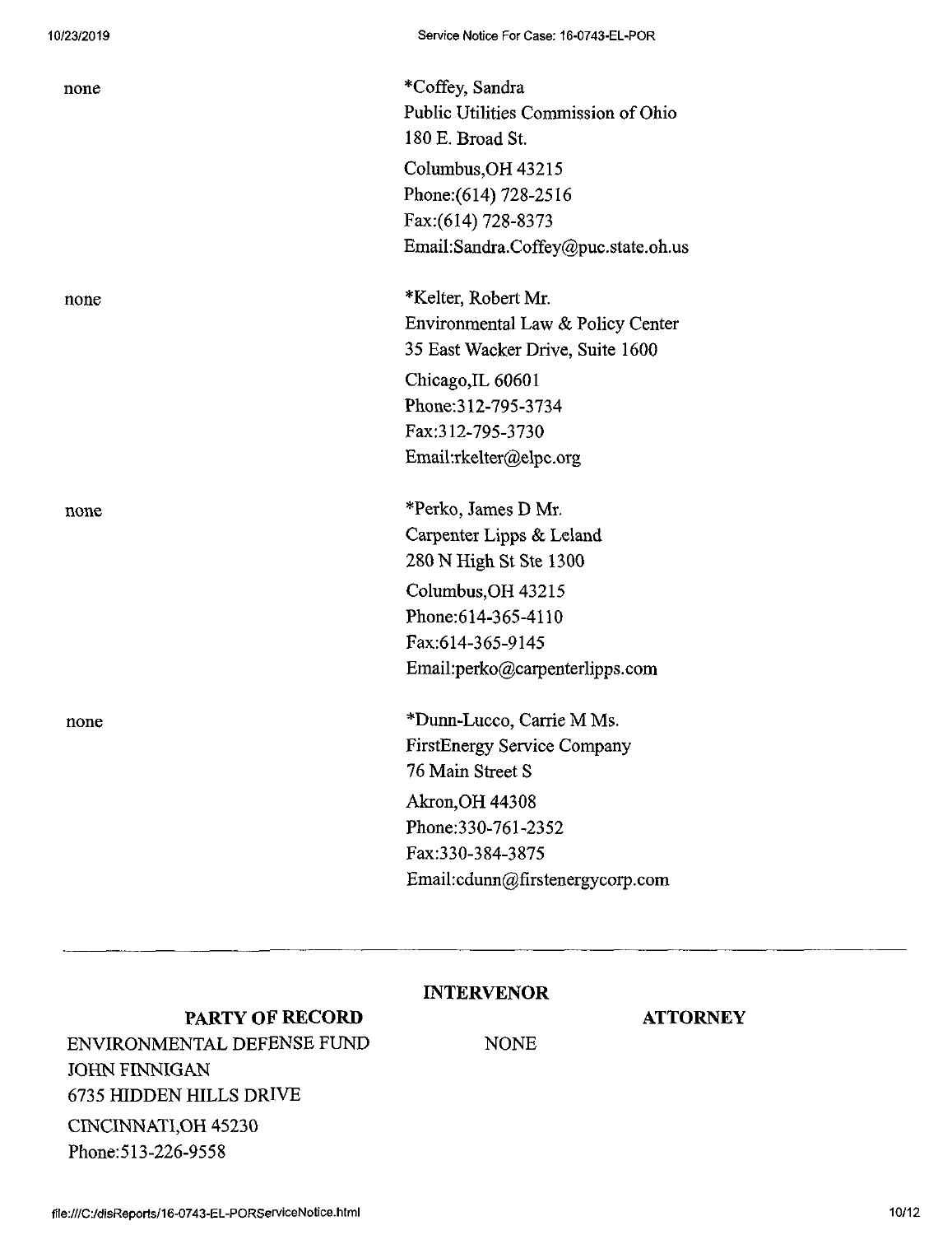| | |
|---|---|
| none | *Coffey, Sandra<br>Public Utilities Commission of Ohio<br>180 E. Broad St.<br>Columbus,OH 43215<br>Phone:(614) 728-2516<br>Fax:(614) 728-8373<br>Email:Sandra.Coffey@puc.state.oh.us |
| none | *Kelter, Robert Mr.<br>Environmental Law & Policy Center<br>35 East Wacker Drive, Suite 1600<br>Chicago,IL 60601<br>Phone:312-795-3734<br>Fax:312-795-3730<br>Email:rkelter@elpc.org |
| none | *Perko, James D Mr.<br>Carpenter Lipps & Leland<br>280 N High St Ste 1300<br>Columbus,OH 43215<br>Phone:614-365-4110<br>Fax:614-365-9145<br>Email:perko@carpenterlipps.com |
| none | *Dunn-Lucco, Carrie M Ms.<br>FirstEnergy Service Company<br>76 Main Street S<br>Akron,OH 44308<br>Phone:330-761-2352<br>Fax:330-384-3875<br>Email:cdunn@firstenergycorp.com |

---

**INTERVENOR**

| PARTY OF RECORD | ATTORNEY |
|---|---|
| ENVIRONMENTAL DEFENSE FUND<br>JOHN FINNIGAN<br>6735 HIDDEN HILLS DRIVE<br>CINCINNATI,OH 45230<br>Phone:513-226-9558 | NONE |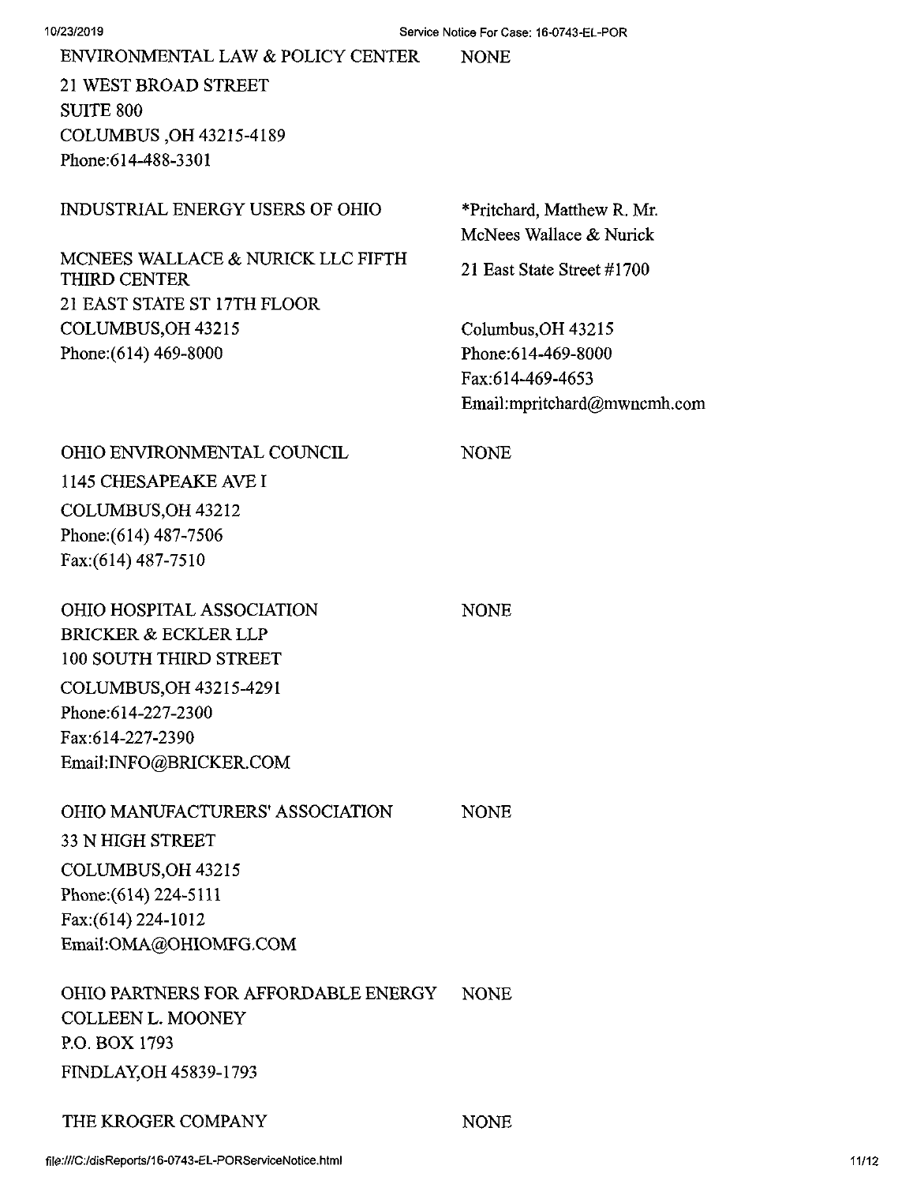| | |
|---|---|
| ENVIRONMENTAL LAW & POLICY CENTER<br>21 WEST BROAD STREET<br>SUITE 800<br>COLUMBUS ,OH 43215-4189<br>Phone:614-488-3301 | NONE |
| INDUSTRIAL ENERGY USERS OF OHIO<br><br>MCNEES WALLACE & NURICK LLC FIFTH THIRD CENTER<br>21 EAST STATE ST 17TH FLOOR<br>COLUMBUS,OH 43215<br>Phone:(614) 469-8000 | *Pritchard, Matthew R. Mr.<br>McNees Wallace & Nurick<br>21 East State Street #1700<br><br>Columbus,OH 43215<br>Phone:614-469-8000<br>Fax:614-469-4653<br>Email:mpritchard@mwncmh.com |
| OHIO ENVIRONMENTAL COUNCIL<br>1145 CHESAPEAKE AVE I<br>COLUMBUS,OH 43212<br>Phone:(614) 487-7506<br>Fax:(614) 487-7510 | NONE |
| OHIO HOSPITAL ASSOCIATION<br>BRICKER & ECKLER LLP<br>100 SOUTH THIRD STREET<br>COLUMBUS,OH 43215-4291<br>Phone:614-227-2300<br>Fax:614-227-2390<br>Email:INFO@BRICKER.COM | NONE |
| OHIO MANUFACTURERS' ASSOCIATION<br>33 N HIGH STREET<br>COLUMBUS,OH 43215<br>Phone:(614) 224-5111<br>Fax:(614) 224-1012<br>Email:OMA@OHIOMFG.COM | NONE |
| OHIO PARTNERS FOR AFFORDABLE ENERGY<br>COLLEEN L. MOONEY<br>P.O. BOX 1793<br>FINDLAY,OH 45839-1793 | NONE |
| THE KROGER COMPANY | NONE |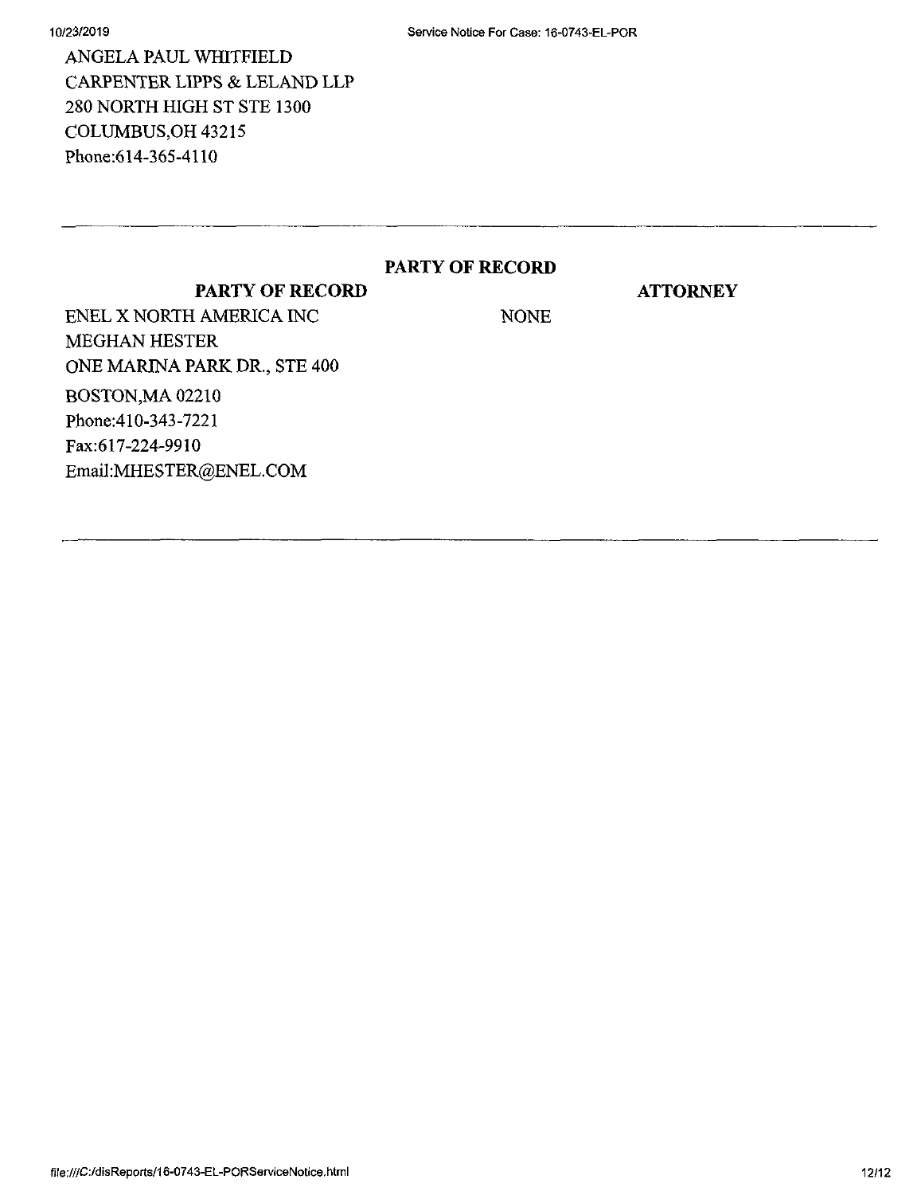ANGELA PAUL WHITFIELD
CARPENTER LIPPS & LELAND LLP
280 NORTH HIGH ST STE 1300
COLUMBUS,OH 43215
Phone:614-365-4110

---

## PARTY OF RECORD

| PARTY OF RECORD | ATTORNEY |
|---|---|
| ENEL X NORTH AMERICA INC<br>MEGHAN HESTER<br>ONE MARINA PARK DR., STE 400<br>BOSTON,MA 02210<br>Phone:410-343-7221<br>Fax:617-224-9910<br>Email:MHESTER@ENEL.COM | NONE |

---